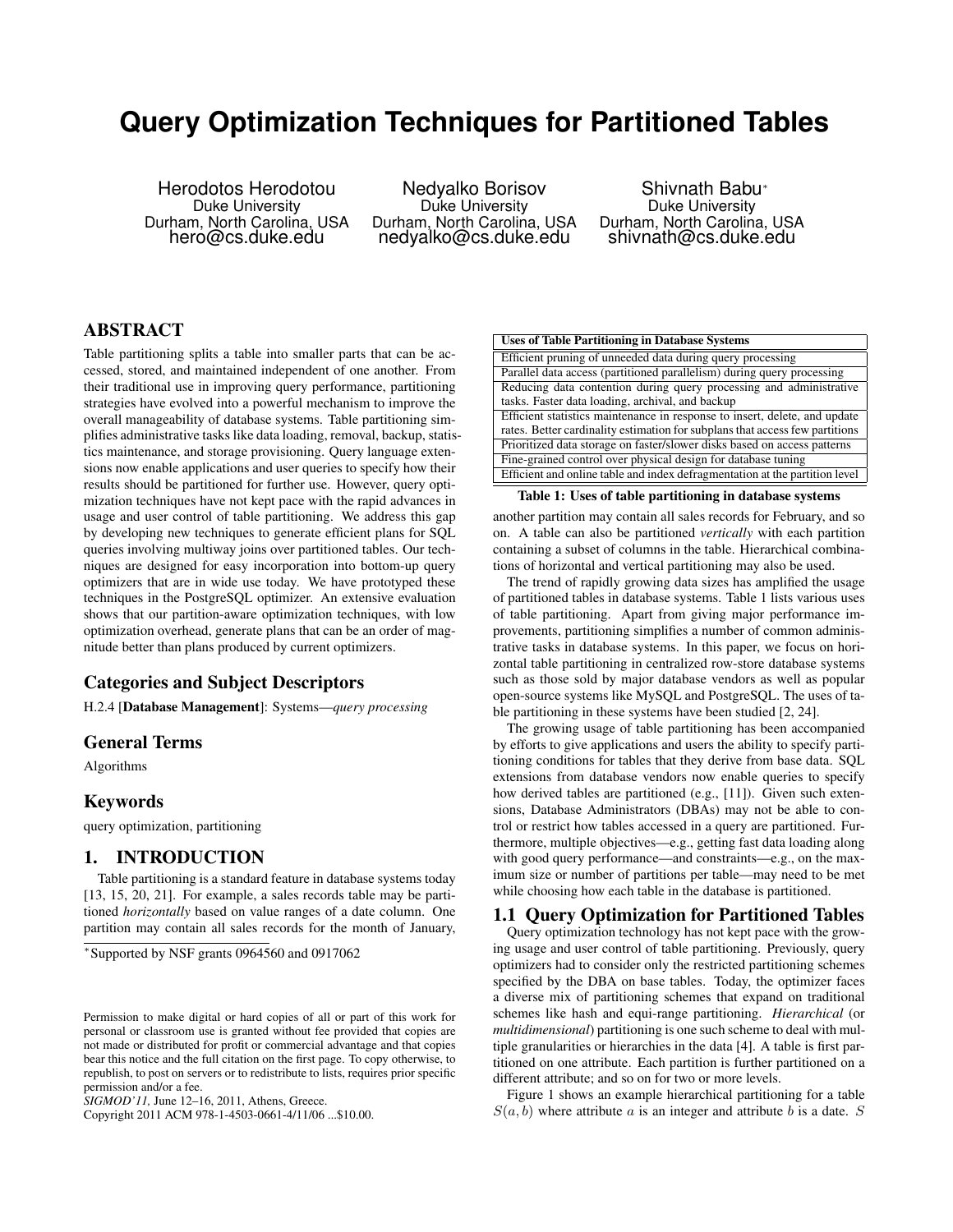# Query Optimization Techniques for Partitioned Tables

Herodotos Herodotou
Duke University
Durham, North Carolina, USA
hero@cs.duke.edu

Nedyalko Borisov
Duke University
Durham, North Carolina, USA
nedyalko@cs.duke.edu

Shivnath Babu*
Duke University
Durham, North Carolina, USA
shivnath@cs.duke.edu

## ABSTRACT

Table partitioning splits a table into smaller parts that can be accessed, stored, and maintained independent of one another. From their traditional use in improving query performance, partitioning strategies have evolved into a powerful mechanism to improve the overall manageability of database systems. Table partitioning simplifies administrative tasks like data loading, removal, backup, statistics maintenance, and storage provisioning. Query language extensions now enable applications and user queries to specify how their results should be partitioned for further use. However, query optimization techniques have not kept pace with the rapid advances in usage and user control of table partitioning. We address this gap by developing new techniques to generate efficient plans for SQL queries involving multiway joins over partitioned tables. Our techniques are designed for easy incorporation into bottom-up query optimizers that are in wide use today. We have prototyped these techniques in the PostgreSQL optimizer. An extensive evaluation shows that our partition-aware optimization techniques, with low optimization overhead, generate plans that can be an order of magnitude better than plans produced by current optimizers.

## Categories and Subject Descriptors

H.2.4 [**Database Management**]: Systems—*query processing*

## General Terms

Algorithms

## Keywords

query optimization, partitioning

## 1. INTRODUCTION

Table partitioning is a standard feature in database systems today [13, 15, 20, 21]. For example, a sales records table may be partitioned *horizontally* based on value ranges of a date column. One partition may contain all sales records for the month of January, another partition may contain all sales records for February, and so on. A table can also be partitioned *vertically* with each partition containing a subset of columns in the table. Hierarchical combinations of horizontal and vertical partitioning may also be used.

| Uses of Table Partitioning in Database Systems |
|---|
| Efficient pruning of unneeded data during query processing |
| Parallel data access (partitioned parallelism) during query processing |
| Reducing data contention during query processing and administrative tasks. Faster data loading, archival, and backup |
| Efficient statistics maintenance in response to insert, delete, and update rates. Better cardinality estimation for subplans that access few partitions |
| Prioritized data storage on faster/slower disks based on access patterns |
| Fine-grained control over physical design for database tuning |
| Efficient and online table and index defragmentation at the partition level |

**Table 1: Uses of table partitioning in database systems**

The trend of rapidly growing data sizes has amplified the usage of partitioned tables in database systems. Table 1 lists various uses of table partitioning. Apart from giving major performance improvements, partitioning simplifies a number of common administrative tasks in database systems. In this paper, we focus on horizontal table partitioning in centralized row-store database systems such as those sold by major database vendors as well as popular open-source systems like MySQL and PostgreSQL. The uses of table partitioning in these systems have been studied [2, 24].

The growing usage of table partitioning has been accompanied by efforts to give applications and users the ability to specify partitioning conditions for tables that they derive from base data. SQL extensions from database vendors now enable queries to specify how derived tables are partitioned (e.g., [11]). Given such extensions, Database Administrators (DBAs) may not be able to control or restrict how tables accessed in a query are partitioned. Furthermore, multiple objectives—e.g., getting fast data loading along with good query performance—and constraints—e.g., on the maximum size or number of partitions per table—may need to be met while choosing how each table in the database is partitioned.

### 1.1 Query Optimization for Partitioned Tables

Query optimization technology has not kept pace with the growing usage and user control of table partitioning. Previously, query optimizers had to consider only the restricted partitioning schemes specified by the DBA on base tables. Today, the optimizer faces a diverse mix of partitioning schemes that expand on traditional schemes like hash and equi-range partitioning. *Hierarchical* (or *multidimensional*) partitioning is one such scheme to deal with multiple granularities or hierarchies in the data [4]. A table is first partitioned on one attribute. Each partition is further partitioned on a different attribute; and so on for two or more levels.

Figure 1 shows an example hierarchical partitioning for a table $S(a, b)$ where attribute $a$ is an integer and attribute $b$ is a date. $S$

*Supported by NSF grants 0964560 and 0917062

Permission to make digital or hard copies of all or part of this work for personal or classroom use is granted without fee provided that copies are not made or distributed for profit or commercial advantage and that copies bear this notice and the full citation on the first page. To copy otherwise, to republish, to post on servers or to redistribute to lists, requires prior specific permission and/or a fee.
*SIGMOD'11*, June 12–16, 2011, Athens, Greece.
Copyright 2011 ACM 978-1-4503-0661-4/11/06 ...$10.00.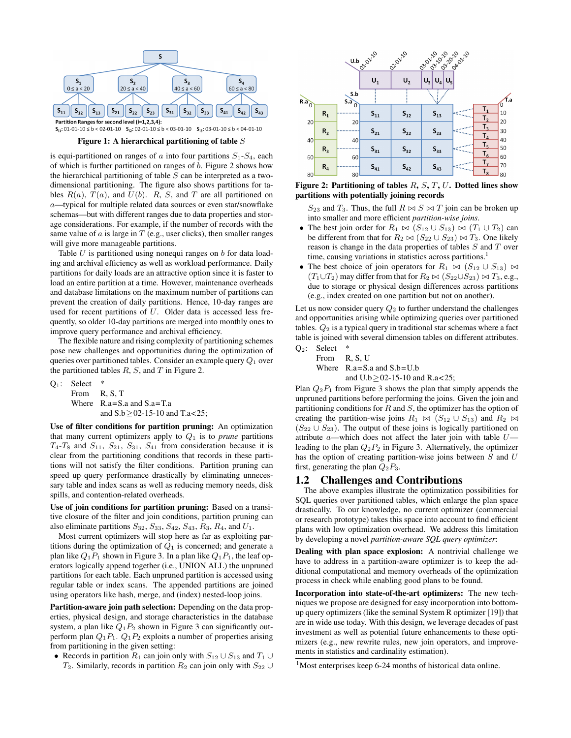Figure 1: A hierarchical partitioning of table $S$

is equi-partitioned on ranges of $a$ into four partitions $S_1$-$S_4$, each of which is further partitioned on ranges of $b$. Figure 2 shows how the hierarchical partitioning of table $S$ can be interpreted as a two-dimensional partitioning. The figure also shows partitions for tables $R(a)$, $T(a)$, and $U(b)$. $R$, $S$, and $T$ are all partitioned on $a$—typical for multiple related data sources or even star/snowflake schemas—but with different ranges due to data properties and storage considerations. For example, if the number of records with the same value of $a$ is large in $T$ (e.g., user clicks), then smaller ranges will give more manageable partitions.

Table $U$ is partitioned using nonequi ranges on $b$ for data loading and archival efficiency as well as workload performance. Daily partitions for daily loads are an attractive option since it is faster to load an entire partition at a time. However, maintenance overheads and database limitations on the maximum number of partitions can prevent the creation of daily partitions. Hence, 10-day ranges are used for recent partitions of $U$. Older data is accessed less frequently, so older 10-day partitions are merged into monthly ones to improve query performance and archival efficiency.

The flexible nature and rising complexity of partitioning schemes pose new challenges and opportunities during the optimization of queries over partitioned tables. Consider an example query $Q_1$ over the partitioned tables $R$, $S$, and $T$ in Figure 2.

```
Q1: Select *
    From   R, S, T
    Where  R.a=S.a and S.a=T.a
           and S.b≥02-15-10 and T.a<25;
```

**Use of filter conditions for partition pruning:** An optimization that many current optimizers apply to $Q_1$ is to *prune* partitions $T_4$-$T_8$ and $S_{11}$, $S_{21}$, $S_{31}$, $S_{41}$ from consideration because it is clear from the partitioning conditions that records in these partitions will not satisfy the filter conditions. Partition pruning can speed up query performance drastically by eliminating unnecessary table and index scans as well as reducing memory needs, disk spills, and contention-related overheads.

**Use of join conditions for partition pruning:** Based on a transitive closure of the filter and join conditions, partition pruning can also eliminate partitions $S_{32}$, $S_{33}$, $S_{42}$, $S_{43}$, $R_3$, $R_4$, and $U_1$.

Most current optimizers will stop here as far as exploiting partitions during the optimization of $Q_1$ is concerned; and generate a plan like $Q_1P_1$ shown in Figure 3. In a plan like $Q_1P_1$, the leaf operators logically append together (i.e., UNION ALL) the unpruned partitions for each table. Each unpruned partition is accessed using regular table or index scans. The appended partitions are joined using operators like hash, merge, and (index) nested-loop joins.

**Partition-aware join path selection:** Depending on the data properties, physical design, and storage characteristics in the database system, a plan like $Q_1P_2$ shown in Figure 3 can significantly outperform plan $Q_1P_1$. $Q_1P_2$ exploits a number of properties arising from partitioning in the given setting:

- Records in partition $R_1$ can join only with $S_{12} \cup S_{13}$ and $T_1 \cup T_2$. Similarly, records in partition $R_2$ can join only with $S_{22} \cup S_{23}$ and $T_3$. Thus, the full $R \bowtie S \bowtie T$ join can be broken up into smaller and more efficient *partition-wise joins*.
- The best join order for $R_1 \bowtie (S_{12} \cup S_{13}) \bowtie (T_1 \cup T_2)$ can be different from that for $R_2 \bowtie (S_{22} \cup S_{23}) \bowtie T_3$. One likely reason is change in the data properties of tables $S$ and $T$ over time, causing variations in statistics across partitions.[1]
- The best choice of join operators for $R_1 \bowtie (S_{12} \cup S_{13}) \bowtie (T_1 \cup T_2)$ may differ from that for $R_2 \bowtie (S_{22} \cup S_{23}) \bowtie T_3$, e.g., due to storage or physical design differences across partitions (e.g., index created on one partition but not on another).

Figure 2: Partitioning of tables $R$, $S$, $T$, $U$. Dotted lines show partitions with potentially joining records

Let us now consider query $Q_2$ to further understand the challenges and opportunities arising while optimizing queries over partitioned tables. $Q_2$ is a typical query in traditional star schemas where a fact table is joined with several dimension tables on different attributes.

```
Q2: Select *
    From   R, S, U
    Where  R.a=S.a and S.b=U.b
           and U.b≥02-15-10 and R.a<25;
```

Plan $Q_2P_1$ from Figure 3 shows the plan that simply appends the unpruned partitions before performing the joins. Given the join and partitioning conditions for $R$ and $S$, the optimizer has the option of creating the partition-wise joins $R_1 \bowtie (S_{12} \cup S_{13})$ and $R_2 \bowtie (S_{22} \cup S_{23})$. The output of these joins is logically partitioned on attribute $a$—which does not affect the later join with table $U$—leading to the plan $Q_2P_2$ in Figure 3. Alternatively, the optimizer has the option of creating partition-wise joins between $S$ and $U$ first, generating the plan $Q_2P_3$.

## 1.2 Challenges and Contributions

The above examples illustrate the optimization possibilities for SQL queries over partitioned tables, which enlarge the plan space drastically. To our knowledge, no current optimizer (commercial or research prototype) takes this space into account to find efficient plans with low optimization overhead. We address this limitation by developing a novel *partition-aware SQL query optimizer*:

**Dealing with plan space explosion:** A nontrivial challenge we have to address in a partition-aware optimizer is to keep the additional computational and memory overheads of the optimization process in check while enabling good plans to be found.

**Incorporation into state-of-the-art optimizers:** The new techniques we propose are designed for easy incorporation into bottom-up query optimizers (like the seminal System R optimizer [19]) that are in wide use today. With this design, we leverage decades of past investment as well as potential future enhancements to these optimizers (e.g., new rewrite rules, new join operators, and improvements in statistics and cardinality estimation).

[1] Most enterprises keep 6-24 months of historical data online.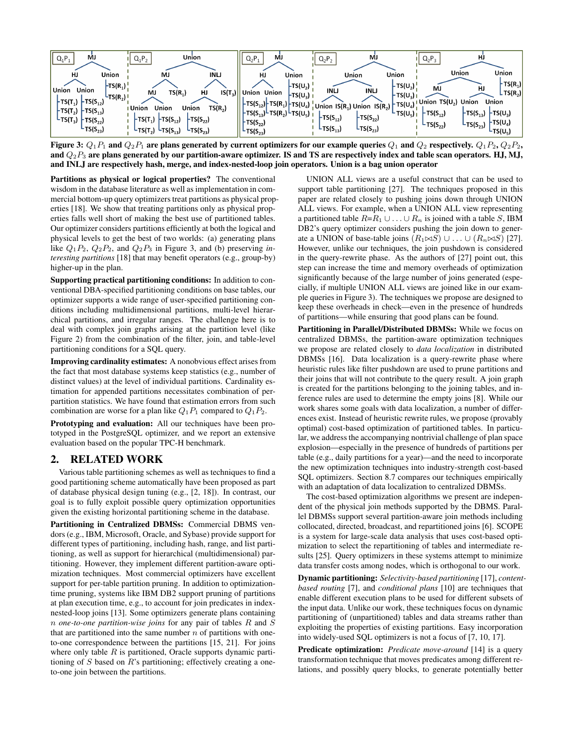**Figure 3:** $Q_1P_1$ **and** $Q_2P_1$ **are plans generated by current optimizers for our example queries** $Q_1$ **and** $Q_2$ **respectively.** $Q_1P_2$**,** $Q_2P_2$**, and** $Q_2P_3$ **are plans generated by our partition-aware optimizer. IS and TS are respectively index and table scan operators. HJ, MJ, and INLJ are respectively hash, merge, and index-nested-loop join operators. Union is a bag union operator**

**Partitions as physical or logical properties?** The conventional wisdom in the database literature as well as implementation in commercial bottom-up query optimizers treat partitions as physical properties [18]. We show that treating partitions only as physical properties falls well short of making the best use of partitioned tables. Our optimizer considers partitions efficiently at both the logical and physical levels to get the best of two worlds: (a) generating plans like $Q_1P_2$, $Q_2P_2$, and $Q_2P_3$ in Figure 3, and (b) preserving *interesting partitions* [18] that may benefit operators (e.g., group-by) higher-up in the plan.

**Supporting practical partitioning conditions:** In addition to conventional DBA-specified partitioning conditions on base tables, our optimizer supports a wide range of user-specified partitioning conditions including multidimensional partitions, multi-level hierarchical partitions, and irregular ranges. The challenge here is to deal with complex join graphs arising at the partition level (like Figure 2) from the combination of the filter, join, and table-level partitioning conditions for a SQL query.

**Improving cardinality estimates:** A nonobvious effect arises from the fact that most database systems keep statistics (e.g., number of distinct values) at the level of individual partitions. Cardinality estimation for appended partitions necessitates combination of per-partition statistics. We have found that estimation errors from such combination are worse for a plan like $Q_1P_1$ compared to $Q_1P_2$.

**Prototyping and evaluation:** All our techniques have been prototyped in the PostgreSQL optimizer, and we report an extensive evaluation based on the popular TPC-H benchmark.

## 2. RELATED WORK

Various table partitioning schemes as well as techniques to find a good partitioning scheme automatically have been proposed as part of database physical design tuning (e.g., [2, 18]). In contrast, our goal is to fully exploit possible query optimization opportunities given the existing horizontal partitioning scheme in the database.

**Partitioning in Centralized DBMSs:** Commercial DBMS vendors (e.g., IBM, Microsoft, Oracle, and Sybase) provide support for different types of partitioning, including hash, range, and list partitioning, as well as support for hierarchical (multidimensional) partitioning. However, they implement different partition-aware optimization techniques. Most commercial optimizers have excellent support for per-table partition pruning. In addition to optimization-time pruning, systems like IBM DB2 support pruning of partitions at plan execution time, e.g., to account for join predicates in index-nested-loop joins [13]. Some optimizers generate plans containing $n$ *one-to-one partition-wise joins* for any pair of tables $R$ and $S$ that are partitioned into the same number $n$ of partitions with one-to-one correspondence between the partitions [15, 21]. For joins where only table $R$ is partitioned, Oracle supports dynamic partitioning of $S$ based on $R$'s partitioning; effectively creating a one-to-one join between the partitions.

UNION ALL views are a useful construct that can be used to support table partitioning [27]. The techniques proposed in this paper are related closely to pushing joins down through UNION ALL views. For example, when a UNION ALL view representing a partitioned table $R$=$R_1 \cup \ldots \cup R_n$ is joined with a table $S$, IBM DB2's query optimizer considers pushing the join down to generate a UNION of base-table joins $(R_1 \bowtie S) \cup \ldots \cup (R_n \bowtie S)$ [27]. However, unlike our techniques, the join pushdown is considered in the query-rewrite phase. As the authors of [27] point out, this step can increase the time and memory overheads of optimization significantly because of the large number of joins generated (especially, if multiple UNION ALL views are joined like in our example queries in Figure 3). The techniques we propose are designed to keep these overheads in check—even in the presence of hundreds of partitions—while ensuring that good plans can be found.

**Partitioning in Parallel/Distributed DBMSs:** While we focus on centralized DBMSs, the partition-aware optimization techniques we propose are related closely to *data localization* in distributed DBMSs [16]. Data localization is a query-rewrite phase where heuristic rules like filter pushdown are used to prune partitions and their joins that will not contribute to the query result. A join graph is created for the partitions belonging to the joining tables, and inference rules are used to determine the empty joins [8]. While our work shares some goals with data localization, a number of differences exist. Instead of heuristic rewrite rules, we propose (provably optimal) cost-based optimization of partitioned tables. In particular, we address the accompanying nontrivial challenge of plan space explosion—especially in the presence of hundreds of partitions per table (e.g., daily partitions for a year)—and the need to incorporate the new optimization techniques into industry-strength cost-based SQL optimizers. Section 8.7 compares our techniques empirically with an adaptation of data localization to centralized DBMSs.

The cost-based optimization algorithms we present are independent of the physical join methods supported by the DBMS. Parallel DBMSs support several partition-aware join methods including collocated, directed, broadcast, and repartitioned joins [6]. SCOPE is a system for large-scale data analysis that uses cost-based optimization to select the repartitioning of tables and intermediate results [25]. Query optimizers in these systems attempt to minimize data transfer costs among nodes, which is orthogonal to our work.

**Dynamic partitioning:** *Selectivity-based partitioning* [17], *content-based routing* [7], and *conditional plans* [10] are techniques that enable different execution plans to be used for different subsets of the input data. Unlike our work, these techniques focus on dynamic partitioning of (unpartitioned) tables and data streams rather than exploiting the properties of existing partitions. Easy incorporation into widely-used SQL optimizers is not a focus of [7, 10, 17].

**Predicate optimization:** *Predicate move-around* [14] is a query transformation technique that moves predicates among different relations, and possibly query blocks, to generate potentially better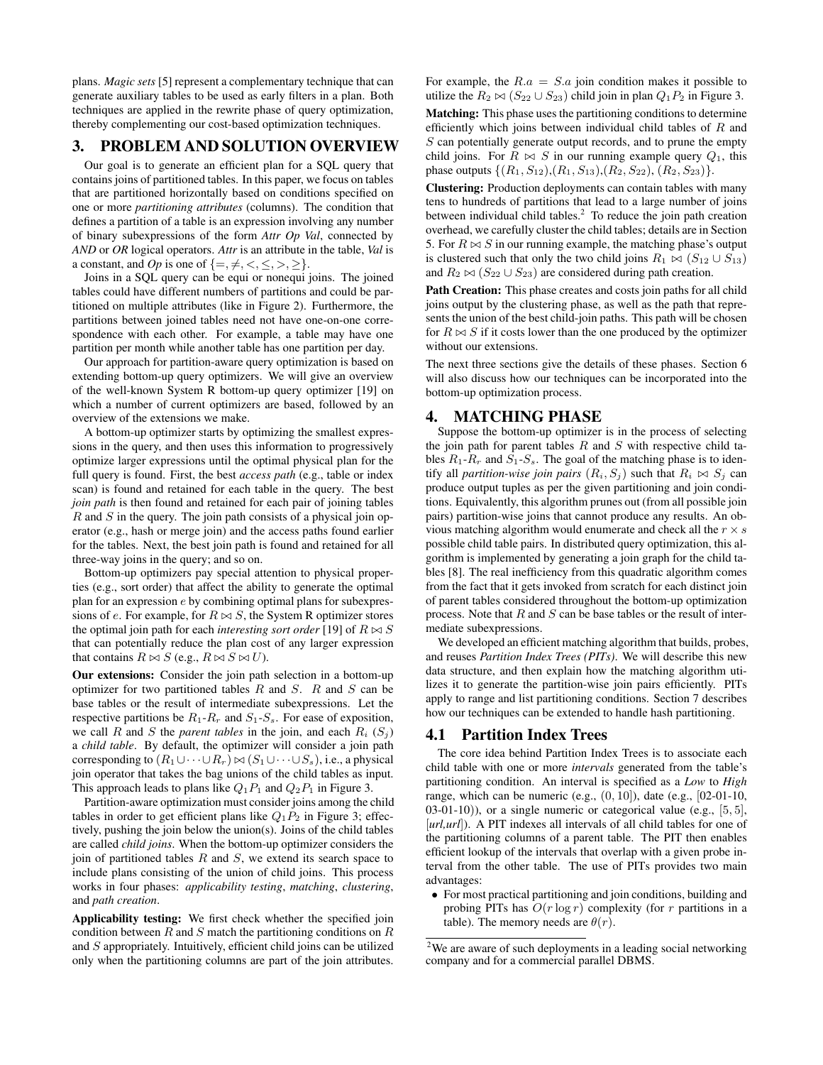plans. *Magic sets* [5] represent a complementary technique that can generate auxiliary tables to be used as early filters in a plan. Both techniques are applied in the rewrite phase of query optimization, thereby complementing our cost-based optimization techniques.

## 3. PROBLEM AND SOLUTION OVERVIEW

Our goal is to generate an efficient plan for a SQL query that contains joins of partitioned tables. In this paper, we focus on tables that are partitioned horizontally based on conditions specified on one or more *partitioning attributes* (columns). The condition that defines a partition of a table is an expression involving any number of binary subexpressions of the form *Attr Op Val*, connected by *AND* or *OR* logical operators. *Attr* is an attribute in the table, *Val* is a constant, and *Op* is one of $\{=, \neq, <, \leq, >, \geq\}$.

Joins in a SQL query can be equi or nonequi joins. The joined tables could have different numbers of partitions and could be partitioned on multiple attributes (like in Figure 2). Furthermore, the partitions between joined tables need not have one-on-one correspondence with each other. For example, a table may have one partition per month while another table has one partition per day.

Our approach for partition-aware query optimization is based on extending bottom-up query optimizers. We will give an overview of the well-known System R bottom-up query optimizer [19] on which a number of current optimizers are based, followed by an overview of the extensions we make.

A bottom-up optimizer starts by optimizing the smallest expressions in the query, and then uses this information to progressively optimize larger expressions until the optimal physical plan for the full query is found. First, the best *access path* (e.g., table or index scan) is found and retained for each table in the query. The best *join path* is then found and retained for each pair of joining tables $R$ and $S$ in the query. The join path consists of a physical join operator (e.g., hash or merge join) and the access paths found earlier for the tables. Next, the best join path is found and retained for all three-way joins in the query; and so on.

Bottom-up optimizers pay special attention to physical properties (e.g., sort order) that affect the ability to generate the optimal plan for an expression $e$ by combining optimal plans for subexpressions of $e$. For example, for $R \bowtie S$, the System R optimizer stores the optimal join path for each *interesting sort order* [19] of $R \bowtie S$ that can potentially reduce the plan cost of any larger expression that contains $R \bowtie S$ (e.g., $R \bowtie S \bowtie U$).

**Our extensions:** Consider the join path selection in a bottom-up optimizer for two partitioned tables $R$ and $S$. $R$ and $S$ can be base tables or the result of intermediate subexpressions. Let the respective partitions be $R_1$-$R_r$ and $S_1$-$S_s$. For ease of exposition, we call $R$ and $S$ the *parent tables* in the join, and each $R_i$ ($S_j$) a *child table*. By default, the optimizer will consider a join path corresponding to $(R_1 \cup \cdots \cup R_r) \bowtie (S_1 \cup \cdots \cup S_s)$, i.e., a physical join operator that takes the bag unions of the child tables as input. This approach leads to plans like $Q_1P_1$ and $Q_2P_1$ in Figure 3.

Partition-aware optimization must consider joins among the child tables in order to get efficient plans like $Q_1P_2$ in Figure 3; effectively, pushing the join below the union(s). Joins of the child tables are called *child joins*. When the bottom-up optimizer considers the join of partitioned tables $R$ and $S$, we extend its search space to include plans consisting of the union of child joins. This process works in four phases: *applicability testing*, *matching*, *clustering*, and *path creation*.

**Applicability testing:** We first check whether the specified join condition between $R$ and $S$ match the partitioning conditions on $R$ and $S$ appropriately. Intuitively, efficient child joins can be utilized only when the partitioning columns are part of the join attributes. For example, the $R.a = S.a$ join condition makes it possible to utilize the $R_2 \bowtie (S_{22} \cup S_{23})$ child join in plan $Q_1P_2$ in Figure 3.

**Matching:** This phase uses the partitioning conditions to determine efficiently which joins between individual child tables of $R$ and $S$ can potentially generate output records, and to prune the empty child joins. For $R \bowtie S$ in our running example query $Q_1$, this phase outputs $\{(R_1, S_{12}), (R_1, S_{13}), (R_2, S_{22}), (R_2, S_{23})\}$.

**Clustering:** Production deployments can contain tables with many tens to hundreds of partitions that lead to a large number of joins between individual child tables.[2] To reduce the join path creation overhead, we carefully cluster the child tables; details are in Section 5. For $R \bowtie S$ in our running example, the matching phase's output is clustered such that only the two child joins $R_1 \bowtie (S_{12} \cup S_{13})$ and $R_2 \bowtie (S_{22} \cup S_{23})$ are considered during path creation.

**Path Creation:** This phase creates and costs join paths for all child joins output by the clustering phase, as well as the path that represents the union of the best child-join paths. This path will be chosen for $R \bowtie S$ if it costs lower than the one produced by the optimizer without our extensions.

The next three sections give the details of these phases. Section 6 will also discuss how our techniques can be incorporated into the bottom-up optimization process.

## 4. MATCHING PHASE

Suppose the bottom-up optimizer is in the process of selecting the join path for parent tables $R$ and $S$ with respective child tables $R_1$-$R_r$ and $S_1$-$S_s$. The goal of the matching phase is to identify all *partition-wise join pairs* $(R_i, S_j)$ such that $R_i \bowtie S_j$ can produce output tuples as per the given partitioning and join conditions. Equivalently, this algorithm prunes out (from all possible join pairs) partition-wise joins that cannot produce any results. An obvious matching algorithm would enumerate and check all the $r \times s$ possible child table pairs. In distributed query optimization, this algorithm is implemented by generating a join graph for the child tables [8]. The real inefficiency from this quadratic algorithm comes from the fact that it gets invoked from scratch for each distinct join of parent tables considered throughout the bottom-up optimization process. Note that $R$ and $S$ can be base tables or the result of intermediate subexpressions.

We developed an efficient matching algorithm that builds, probes, and reuses *Partition Index Trees (PITs)*. We will describe this new data structure, and then explain how the matching algorithm utilizes it to generate the partition-wise join pairs efficiently. PITs apply to range and list partitioning conditions. Section 7 describes how our techniques can be extended to handle hash partitioning.

### 4.1 Partition Index Trees

The core idea behind Partition Index Trees is to associate each child table with one or more *intervals* generated from the table's partitioning condition. An interval is specified as a *Low* to *High* range, which can be numeric (e.g., $(0, 10]$), date (e.g., [02-01-10, 03-01-10)), or a single numeric or categorical value (e.g., $[5, 5]$, [*url,url*]). A PIT indexes all intervals of all child tables for one of the partitioning columns of a parent table. The PIT then enables efficient lookup of the intervals that overlap with a given probe interval from the other table. The use of PITs provides two main advantages:

- For most practical partitioning and join conditions, building and probing PITs has $O(r \log r)$ complexity (for $r$ partitions in a table). The memory needs are $\theta(r)$.

[2] We are aware of such deployments in a leading social networking company and for a commercial parallel DBMS.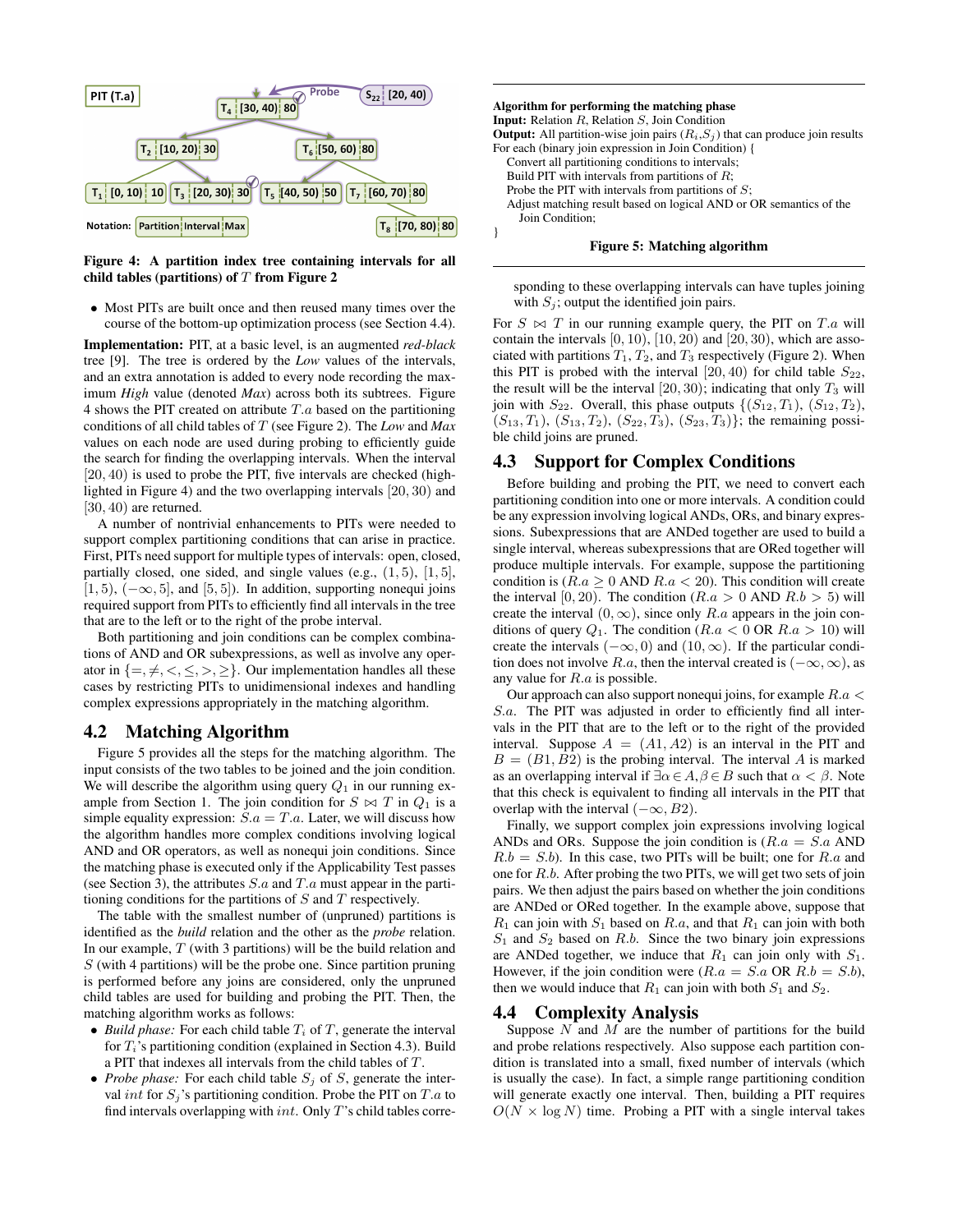Figure 4: A partition index tree containing intervals for all child tables (partitions) of $T$ from Figure 2

- Most PITs are built once and then reused many times over the course of the bottom-up optimization process (see Section 4.4).

**Implementation:** PIT, at a basic level, is an augmented *red-black* tree [9]. The tree is ordered by the *Low* values of the intervals, and an extra annotation is added to every node recording the maximum *High* value (denoted *Max*) across both its subtrees. Figure 4 shows the PIT created on attribute $T.a$ based on the partitioning conditions of all child tables of $T$ (see Figure 2). The *Low* and *Max* values on each node are used during probing to efficiently guide the search for finding the overlapping intervals. When the interval $[20, 40)$ is used to probe the PIT, five intervals are checked (highlighted in Figure 4) and the two overlapping intervals $[20, 30)$ and $[30, 40)$ are returned.

A number of nontrivial enhancements to PITs were needed to support complex partitioning conditions that can arise in practice. First, PITs need support for multiple types of intervals: open, closed, partially closed, one sided, and single values (e.g., $(1, 5)$, $[1, 5]$, $[1, 5)$, $(-\infty, 5]$, and $[5, 5]$). In addition, supporting nonequi joins required support from PITs to efficiently find all intervals in the tree that are to the left or to the right of the probe interval.

Both partitioning and join conditions can be complex combinations of AND and OR subexpressions, as well as involve any operator in $\{=, \neq, <, \leq, >, \geq\}$. Our implementation handles all these cases by restricting PITs to unidimensional indexes and handling complex expressions appropriately in the matching algorithm.

## 4.2 Matching Algorithm

Figure 5 provides all the steps for the matching algorithm. The input consists of the two tables to be joined and the join condition. We will describe the algorithm using query $Q_1$ in our running example from Section 1. The join condition for $S \bowtie T$ in $Q_1$ is a simple equality expression: $S.a = T.a$. Later, we will discuss how the algorithm handles more complex conditions involving logical AND and OR operators, as well as nonequi join conditions. Since the matching phase is executed only if the Applicability Test passes (see Section 3), the attributes $S.a$ and $T.a$ must appear in the partitioning conditions for the partitions of $S$ and $T$ respectively.

The table with the smallest number of (unpruned) partitions is identified as the *build* relation and the other as the *probe* relation. In our example, $T$ (with 3 partitions) will be the build relation and $S$ (with 4 partitions) will be the probe one. Since partition pruning is performed before any joins are considered, only the unpruned child tables are used for building and probing the PIT. Then, the matching algorithm works as follows:

- *Build phase:* For each child table $T_i$ of $T$, generate the interval for $T_i$'s partitioning condition (explained in Section 4.3). Build a PIT that indexes all intervals from the child tables of $T$.
- *Probe phase:* For each child table $S_j$ of $S$, generate the interval $int$ for $S_j$'s partitioning condition. Probe the PIT on $T.a$ to find intervals overlapping with $int$. Only $T$'s child tables corresponding to these overlapping intervals can have tuples joining with $S_j$; output the identified join pairs.

```
Algorithm for performing the matching phase
Input: Relation R, Relation S, Join Condition
Output: All partition-wise join pairs (Ri,Sj) that can produce join results
For each (binary join expression in Join Condition) {
    Convert all partitioning conditions to intervals;
    Build PIT with intervals from partitions of R;
    Probe the PIT with intervals from partitions of S;
    Adjust matching result based on logical AND or OR semantics of the
      Join Condition;
}
```

Figure 5: Matching algorithm

For $S \bowtie T$ in our running example query, the PIT on $T.a$ will contain the intervals $[0, 10)$, $[10, 20)$ and $[20, 30)$, which are associated with partitions $T_1$, $T_2$, and $T_3$ respectively (Figure 2). When this PIT is probed with the interval $[20, 40)$ for child table $S_{22}$, the result will be the interval $[20, 30)$; indicating that only $T_3$ will join with $S_{22}$. Overall, this phase outputs $\{(S_{12}, T_1), (S_{12}, T_2), (S_{13}, T_1), (S_{13}, T_2), (S_{22}, T_3), (S_{23}, T_3)\}$; the remaining possible child joins are pruned.

## 4.3 Support for Complex Conditions

Before building and probing the PIT, we need to convert each partitioning condition into one or more intervals. A condition could be any expression involving logical ANDs, ORs, and binary expressions. Subexpressions that are ANDed together are used to build a single interval, whereas subexpressions that are ORed together will produce multiple intervals. For example, suppose the partitioning condition is ($R.a \geq 0$ AND $R.a < 20$). This condition will create the interval $[0, 20)$. The condition ($R.a > 0$ AND $R.b > 5$) will create the interval $(0, \infty)$, since only $R.a$ appears in the join conditions of query $Q_1$. The condition ($R.a < 0$ OR $R.a > 10$) will create the intervals $(-\infty, 0)$ and $(10, \infty)$. If the particular condition does not involve $R.a$, then the interval created is $(-\infty, \infty)$, as any value for $R.a$ is possible.

Our approach can also support nonequi joins, for example $R.a < S.a$. The PIT was adjusted in order to efficiently find all intervals in the PIT that are to the left or to the right of the provided interval. Suppose $A = (A1, A2)$ is an interval in the PIT and $B = (B1, B2)$ is the probing interval. The interval $A$ is marked as an overlapping interval if $\exists \alpha \in A, \beta \in B$ such that $\alpha < \beta$. Note that this check is equivalent to finding all intervals in the PIT that overlap with the interval $(-\infty, B2)$.

Finally, we support complex join expressions involving logical ANDs and ORs. Suppose the join condition is ($R.a = S.a$ AND $R.b = S.b$). In this case, two PITs will be built; one for $R.a$ and one for $R.b$. After probing the two PITs, we will get two sets of join pairs. We then adjust the pairs based on whether the join conditions are ANDed or ORed together. In the example above, suppose that $R_1$ can join with $S_1$ based on $R.a$, and that $R_1$ can join with both $S_1$ and $S_2$ based on $R.b$. Since the two binary join expressions are ANDed together, we induce that $R_1$ can join only with $S_1$. However, if the join condition were ($R.a = S.a$ OR $R.b = S.b$), then we would induce that $R_1$ can join with both $S_1$ and $S_2$.

## 4.4 Complexity Analysis

Suppose $N$ and $M$ are the number of partitions for the build and probe relations respectively. Also suppose each partition condition is translated into a small, fixed number of intervals (which is usually the case). In fact, a simple range partitioning condition will generate exactly one interval. Then, building a PIT requires $O(N \times \log N)$ time. Probing a PIT with a single interval takes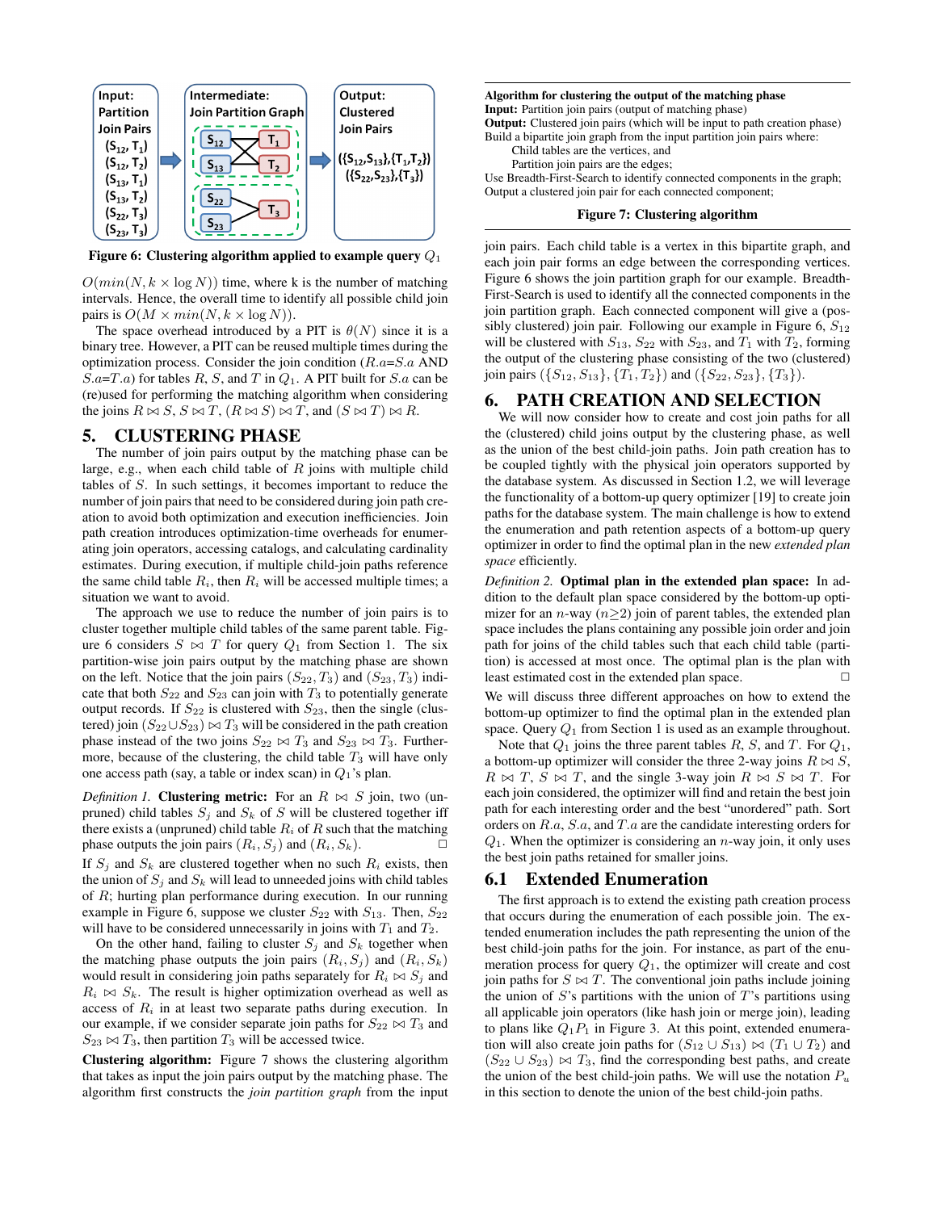Input: Partition Join Pairs
($S_{12}$, $T_1$)
($S_{12}$, $T_2$)
($S_{13}$, $T_1$)
($S_{13}$, $T_2$)
($S_{22}$, $T_3$)
($S_{23}$, $T_3$)

Intermediate: Join Partition Graph

Output: Clustered Join Pairs
({$S_{12}$,$S_{13}$},{$T_1$,$T_2$})
({$S_{22}$,$S_{23}$},{$T_3$})

**Figure 6: Clustering algorithm applied to example query $Q_1$**

$O(min(N, k \times \log N))$ time, where k is the number of matching intervals. Hence, the overall time to identify all possible child join pairs is $O(M \times min(N, k \times \log N))$.

The space overhead introduced by a PIT is $\theta(N)$ since it is a binary tree. However, a PIT can be reused multiple times during the optimization process. Consider the join condition ($R.a$=$S.a$ AND $S.a$=$T.a$) for tables $R$, $S$, and $T$ in $Q_1$. A PIT built for $S.a$ can be (re)used for performing the matching algorithm when considering the joins $R \bowtie S$, $S \bowtie T$, $(R \bowtie S) \bowtie T$, and $(S \bowtie T) \bowtie R$.

# 5. CLUSTERING PHASE

The number of join pairs output by the matching phase can be large, e.g., when each child table of $R$ joins with multiple child tables of $S$. In such settings, it becomes important to reduce the number of join pairs that need to be considered during join path creation to avoid both optimization and execution inefficiencies. Join path creation introduces optimization-time overheads for enumerating join operators, accessing catalogs, and calculating cardinality estimates. During execution, if multiple child-join paths reference the same child table $R_i$, then $R_i$ will be accessed multiple times; a situation we want to avoid.

The approach we use to reduce the number of join pairs is to cluster together multiple child tables of the same parent table. Figure 6 considers $S \bowtie T$ for query $Q_1$ from Section 1. The six partition-wise join pairs output by the matching phase are shown on the left. Notice that the join pairs $(S_{22}, T_3)$ and $(S_{23}, T_3)$ indicate that both $S_{22}$ and $S_{23}$ can join with $T_3$ to potentially generate output records. If $S_{22}$ is clustered with $S_{23}$, then the single (clustered) join $(S_{22} \cup S_{23}) \bowtie T_3$ will be considered in the path creation phase instead of the two joins $S_{22} \bowtie T_3$ and $S_{23} \bowtie T_3$. Furthermore, because of the clustering, the child table $T_3$ will have only one access path (say, a table or index scan) in $Q_1$'s plan.

*Definition 1.* **Clustering metric:** For an $R \bowtie S$ join, two (unpruned) child tables $S_j$ and $S_k$ of $S$ will be clustered together iff there exists a (unpruned) child table $R_i$ of $R$ such that the matching phase outputs the join pairs $(R_i, S_j)$ and $(R_i, S_k)$. □

If $S_j$ and $S_k$ are clustered together when no such $R_i$ exists, then the union of $S_j$ and $S_k$ will lead to unneeded joins with child tables of $R$; hurting plan performance during execution. In our running example in Figure 6, suppose we cluster $S_{22}$ with $S_{13}$. Then, $S_{22}$ will have to be considered unnecessarily in joins with $T_1$ and $T_2$.

On the other hand, failing to cluster $S_j$ and $S_k$ together when the matching phase outputs the join pairs $(R_i, S_j)$ and $(R_i, S_k)$ would result in considering join paths separately for $R_i \bowtie S_j$ and $R_i \bowtie S_k$. The result is higher optimization overhead as well as access of $R_i$ in at least two separate paths during execution. In our example, if we consider separate join paths for $S_{22} \bowtie T_3$ and $S_{23} \bowtie T_3$, then partition $T_3$ will be accessed twice.

**Clustering algorithm:** Figure 7 shows the clustering algorithm that takes as input the join pairs output by the matching phase. The algorithm first constructs the *join partition graph* from the input

---

**Algorithm for clustering the output of the matching phase**
**Input:** Partition join pairs (output of matching phase)
**Output:** Clustered join pairs (which will be input to path creation phase)
Build a bipartite join graph from the input partition join pairs where:
  Child tables are the vertices, and
  Partition join pairs are the edges;
Use Breadth-First-Search to identify connected components in the graph;
Output a clustered join pair for each connected component;

**Figure 7: Clustering algorithm**

join pairs. Each child table is a vertex in this bipartite graph, and each join pair forms an edge between the corresponding vertices. Figure 6 shows the join partition graph for our example. Breadth-First-Search is used to identify all the connected components in the join partition graph. Each connected component will give a (possibly clustered) join pair. Following our example in Figure 6, $S_{12}$ will be clustered with $S_{13}$, $S_{22}$ with $S_{23}$, and $T_1$ with $T_2$, forming the output of the clustering phase consisting of the two (clustered) join pairs $(\{S_{12}, S_{13}\}, \{T_1, T_2\})$ and $(\{S_{22}, S_{23}\}, \{T_3\})$.

# 6. PATH CREATION AND SELECTION

We will now consider how to create and cost join paths for all the (clustered) child joins output by the clustering phase, as well as the union of the best child-join paths. Join path creation has to be coupled tightly with the physical join operators supported by the database system. As discussed in Section 1.2, we will leverage the functionality of a bottom-up query optimizer [19] to create join paths for the database system. The main challenge is how to extend the enumeration and path retention aspects of a bottom-up query optimizer in order to find the optimal plan in the new *extended plan space* efficiently.

*Definition 2.* **Optimal plan in the extended plan space:** In addition to the default plan space considered by the bottom-up optimizer for an $n$-way ($n \geq 2$) join of parent tables, the extended plan space includes the plans containing any possible join order and join path for joins of the child tables such that each child table (partition) is accessed at most once. The optimal plan is the plan with least estimated cost in the extended plan space. □

We will discuss three different approaches on how to extend the bottom-up optimizer to find the optimal plan in the extended plan space. Query $Q_1$ from Section 1 is used as an example throughout.

Note that $Q_1$ joins the three parent tables $R$, $S$, and $T$. For $Q_1$, a bottom-up optimizer will consider the three 2-way joins $R \bowtie S$, $R \bowtie T$, $S \bowtie T$, and the single 3-way join $R \bowtie S \bowtie T$. For each join considered, the optimizer will find and retain the best join path for each interesting order and the best "unordered" path. Sort orders on $R.a$, $S.a$, and $T.a$ are the candidate interesting orders for $Q_1$. When the optimizer is considering an $n$-way join, it only uses the best join paths retained for smaller joins.

## 6.1 Extended Enumeration

The first approach is to extend the existing path creation process that occurs during the enumeration of each possible join. The extended enumeration includes the path representing the union of the best child-join paths for the join. For instance, as part of the enumeration process for query $Q_1$, the optimizer will create and cost join paths for $S \bowtie T$. The conventional join paths include joining the union of $S$'s partitions with the union of $T$'s partitions using all applicable join operators (like hash join or merge join), leading to plans like $Q_1P_1$ in Figure 3. At this point, extended enumeration will also create join paths for $(S_{12} \cup S_{13}) \bowtie (T_1 \cup T_2)$ and $(S_{22} \cup S_{23}) \bowtie T_3$, find the corresponding best paths, and create the union of the best child-join paths. We will use the notation $P_u$ in this section to denote the union of the best child-join paths.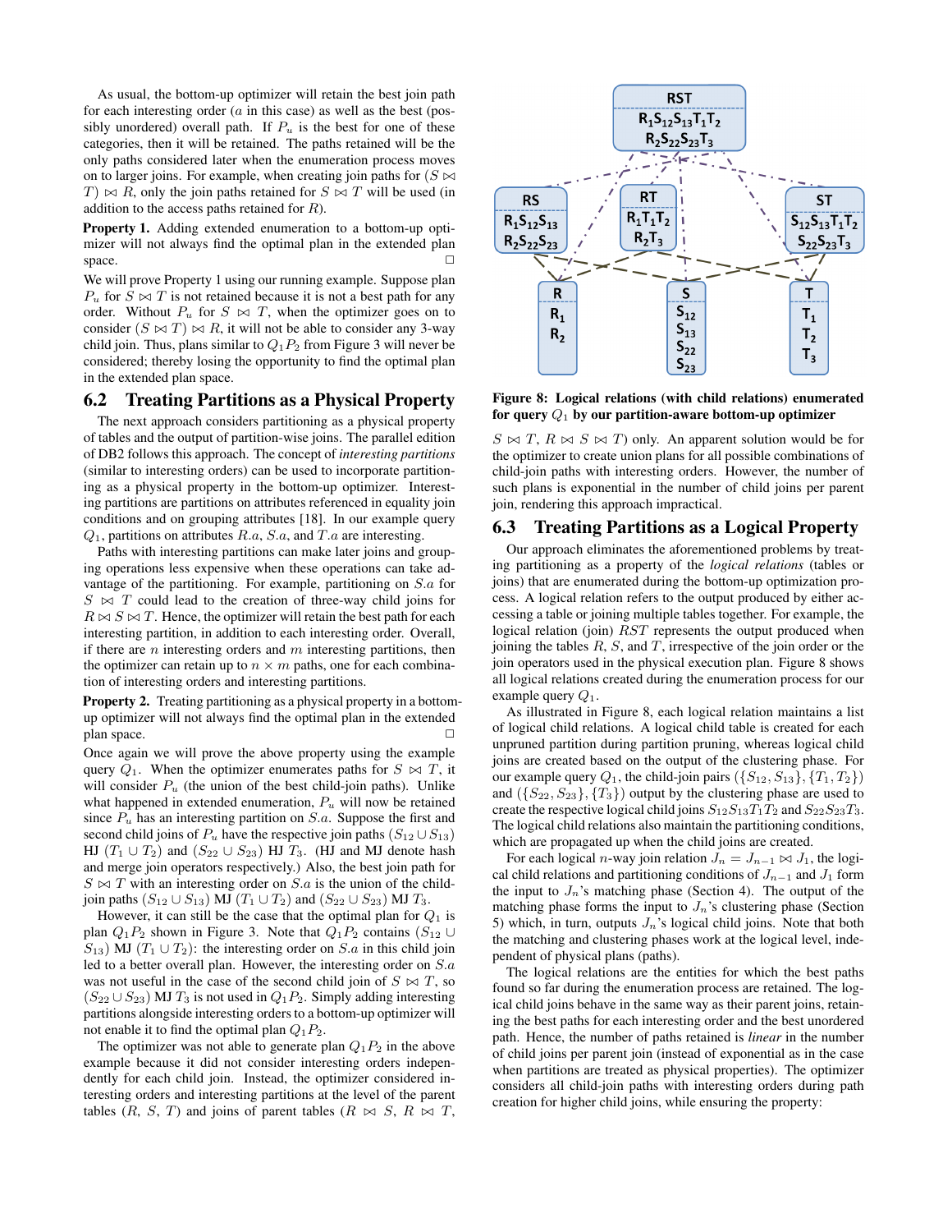As usual, the bottom-up optimizer will retain the best join path for each interesting order ($a$ in this case) as well as the best (possibly unordered) overall path. If $P_u$ is the best for one of these categories, then it will be retained. The paths retained will be the only paths considered later when the enumeration process moves on to larger joins. For example, when creating join paths for $(S \bowtie T) \bowtie R$, only the join paths retained for $S \bowtie T$ will be used (in addition to the access paths retained for $R$).

**Property 1.** Adding extended enumeration to a bottom-up optimizer will not always find the optimal plan in the extended plan space. □

We will prove Property 1 using our running example. Suppose plan $P_u$ for $S \bowtie T$ is not retained because it is not a best path for any order. Without $P_u$ for $S \bowtie T$, when the optimizer goes on to consider $(S \bowtie T) \bowtie R$, it will not be able to consider any 3-way child join. Thus, plans similar to $Q_1P_2$ from Figure 3 will never be considered; thereby losing the opportunity to find the optimal plan in the extended plan space.

## 6.2 Treating Partitions as a Physical Property

The next approach considers partitioning as a physical property of tables and the output of partition-wise joins. The parallel edition of DB2 follows this approach. The concept of *interesting partitions* (similar to interesting orders) can be used to incorporate partitioning as a physical property in the bottom-up optimizer. Interesting partitions are partitions on attributes referenced in equality join conditions and on grouping attributes [18]. In our example query $Q_1$, partitions on attributes $R.a$, $S.a$, and $T.a$ are interesting.

Paths with interesting partitions can make later joins and grouping operations less expensive when these operations can take advantage of the partitioning. For example, partitioning on $S.a$ for $S \bowtie T$ could lead to the creation of three-way child joins for $R \bowtie S \bowtie T$. Hence, the optimizer will retain the best path for each interesting partition, in addition to each interesting order. Overall, if there are $n$ interesting orders and $m$ interesting partitions, then the optimizer can retain up to $n \times m$ paths, one for each combination of interesting orders and interesting partitions.

**Property 2.** Treating partitioning as a physical property in a bottom-up optimizer will not always find the optimal plan in the extended plan space. □

Once again we will prove the above property using the example query $Q_1$. When the optimizer enumerates paths for $S \bowtie T$, it will consider $P_u$ (the union of the best child-join paths). Unlike what happened in extended enumeration, $P_u$ will now be retained since $P_u$ has an interesting partition on $S.a$. Suppose the first and second child joins of $P_u$ have the respective join paths $(S_{12} \cup S_{13})$ HJ $(T_1 \cup T_2)$ and $(S_{22} \cup S_{23})$ HJ $T_3$. (HJ and MJ denote hash and merge join operators respectively.) Also, the best join path for $S \bowtie T$ with an interesting order on $S.a$ is the union of the child-join paths $(S_{12} \cup S_{13})$ MJ $(T_1 \cup T_2)$ and $(S_{22} \cup S_{23})$ MJ $T_3$.

However, it can still be the case that the optimal plan for $Q_1$ is plan $Q_1P_2$ shown in Figure 3. Note that $Q_1P_2$ contains $(S_{12} \cup S_{13})$ MJ $(T_1 \cup T_2)$: the interesting order on $S.a$ in this child join led to a better overall plan. However, the interesting order on $S.a$ was not useful in the case of the second child join of $S \bowtie T$, so $(S_{22} \cup S_{23})$ MJ $T_3$ is not used in $Q_1P_2$. Simply adding interesting partitions alongside interesting orders to a bottom-up optimizer will not enable it to find the optimal plan $Q_1P_2$.

The optimizer was not able to generate plan $Q_1P_2$ in the above example because it did not consider interesting orders independently for each child join. Instead, the optimizer considered interesting orders and interesting partitions at the level of the parent tables ($R$, $S$, $T$) and joins of parent tables ($R \bowtie S$, $R \bowtie T$, $S \bowtie T$, $R \bowtie S \bowtie T$) only. An apparent solution would be for the optimizer to create union plans for all possible combinations of child-join paths with interesting orders. However, the number of such plans is exponential in the number of child joins per parent join, rendering this approach impractical.

**Figure 8: Logical relations (with child relations) enumerated for query $Q_1$ by our partition-aware bottom-up optimizer**

## 6.3 Treating Partitions as a Logical Property

Our approach eliminates the aforementioned problems by treating partitioning as a property of the *logical relations* (tables or joins) that are enumerated during the bottom-up optimization process. A logical relation refers to the output produced by either accessing a table or joining multiple tables together. For example, the logical relation (join) $RST$ represents the output produced when joining the tables $R$, $S$, and $T$, irrespective of the join order or the join operators used in the physical execution plan. Figure 8 shows all logical relations created during the enumeration process for our example query $Q_1$.

As illustrated in Figure 8, each logical relation maintains a list of logical child relations. A logical child table is created for each unpruned partition during partition pruning, whereas logical child joins are created based on the output of the clustering phase. For our example query $Q_1$, the child-join pairs $(\{S_{12}, S_{13}\}, \{T_1, T_2\})$ and $(\{S_{22}, S_{23}\}, \{T_3\})$ output by the clustering phase are used to create the respective logical child joins $S_{12}S_{13}T_1T_2$ and $S_{22}S_{23}T_3$. The logical child relations also maintain the partitioning conditions, which are propagated up when the child joins are created.

For each logical $n$-way join relation $J_n = J_{n-1} \bowtie J_1$, the logical child relations and partitioning conditions of $J_{n-1}$ and $J_1$ form the input to $J_n$'s matching phase (Section 4). The output of the matching phase forms the input to $J_n$'s clustering phase (Section 5) which, in turn, outputs $J_n$'s logical child joins. Note that both the matching and clustering phases work at the logical level, independent of physical plans (paths).

The logical relations are the entities for which the best paths found so far during the enumeration process are retained. The logical child joins behave in the same way as their parent joins, retaining the best paths for each interesting order and the best unordered path. Hence, the number of paths retained is *linear* in the number of child joins per parent join (instead of exponential as in the case when partitions are treated as physical properties). The optimizer considers all child-join paths with interesting orders during path creation for higher child joins, while ensuring the property: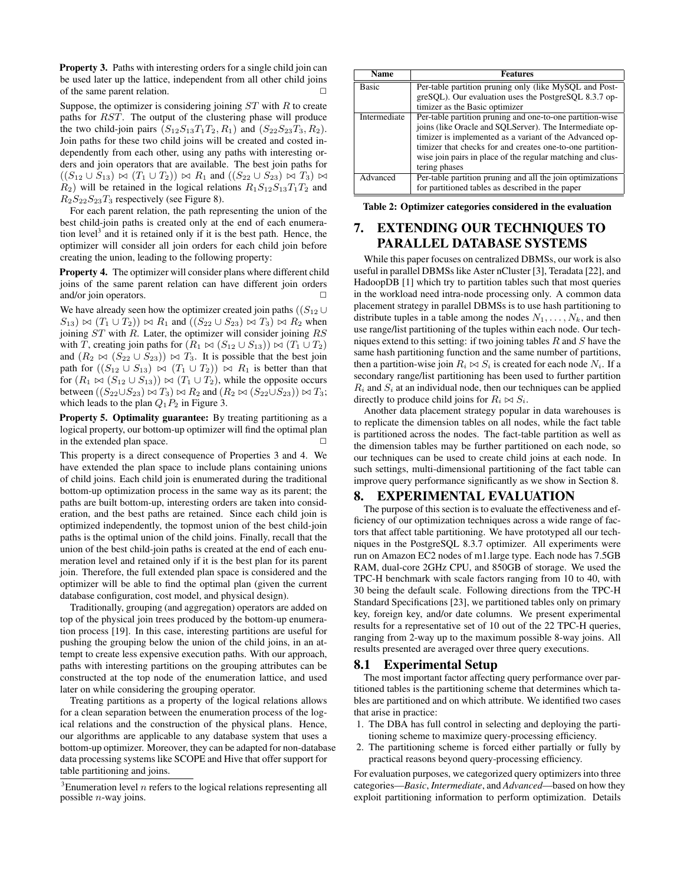**Property 3.** Paths with interesting orders for a single child join can be used later up the lattice, independent from all other child joins of the same parent relation. □

Suppose, the optimizer is considering joining $ST$ with $R$ to create paths for $RST$. The output of the clustering phase will produce the two child-join pairs $(S_{12}S_{13}T_1T_2, R_1)$ and $(S_{22}S_{23}T_3, R_2)$. Join paths for these two child joins will be created and costed independently from each other, using any paths with interesting orders and join operators that are available. The best join paths for $((S_{12} \cup S_{13}) \bowtie (T_1 \cup T_2)) \bowtie R_1$ and $((S_{22} \cup S_{23}) \bowtie T_3) \bowtie R_2)$ will be retained in the logical relations $R_1S_{12}S_{13}T_1T_2$ and $R_2S_{22}S_{23}T_3$ respectively (see Figure 8).

For each parent relation, the path representing the union of the best child-join paths is created only at the end of each enumeration level[3] and it is retained only if it is the best path. Hence, the optimizer will consider all join orders for each child join before creating the union, leading to the following property:

**Property 4.** The optimizer will consider plans where different child joins of the same parent relation can have different join orders and/or join operators. □

We have already seen how the optimizer created join paths $((S_{12} \cup S_{13}) \bowtie (T_1 \cup T_2)) \bowtie R_1$ and $((S_{22} \cup S_{23}) \bowtie T_3) \bowtie R_2$ when joining $ST$ with $R$. Later, the optimizer will consider joining $RS$ with $T$, creating join paths for $(R_1 \bowtie (S_{12} \cup S_{13})) \bowtie (T_1 \cup T_2)$ and $(R_2 \bowtie (S_{22} \cup S_{23})) \bowtie T_3$. It is possible that the best join path for $((S_{12} \cup S_{13}) \bowtie (T_1 \cup T_2)) \bowtie R_1$ is better than that for $(R_1 \bowtie (S_{12} \cup S_{13})) \bowtie (T_1 \cup T_2)$, while the opposite occurs between $((S_{22} \cup S_{23}) \bowtie T_3) \bowtie R_2$ and $(R_2 \bowtie (S_{22} \cup S_{23})) \bowtie T_3$; which leads to the plan $Q_1P_2$ in Figure 3.

**Property 5. Optimality guarantee:** By treating partitioning as a logical property, our bottom-up optimizer will find the optimal plan in the extended plan space. □

This property is a direct consequence of Properties 3 and 4. We have extended the plan space to include plans containing unions of child joins. Each child join is enumerated during the traditional bottom-up optimization process in the same way as its parent; the paths are built bottom-up, interesting orders are taken into consideration, and the best paths are retained. Since each child join is optimized independently, the topmost union of the best child-join paths is the optimal union of the child joins. Finally, recall that the union of the best child-join paths is created at the end of each enumeration level and retained only if it is the best plan for its parent join. Therefore, the full extended plan space is considered and the optimizer will be able to find the optimal plan (given the current database configuration, cost model, and physical design).

Traditionally, grouping (and aggregation) operators are added on top of the physical join trees produced by the bottom-up enumeration process [19]. In this case, interesting partitions are useful for pushing the grouping below the union of the child joins, in an attempt to create less expensive execution paths. With our approach, paths with interesting partitions on the grouping attributes can be constructed at the top node of the enumeration lattice, and used later on while considering the grouping operator.

Treating partitions as a property of the logical relations allows for a clean separation between the enumeration process of the logical relations and the construction of the physical plans. Hence, our algorithms are applicable to any database system that uses a bottom-up optimizer. Moreover, they can be adapted for non-database data processing systems like SCOPE and Hive that offer support for table partitioning and joins.

[3]Enumeration level $n$ refers to the logical relations representing all possible $n$-way joins.

| Name | Features |
|---|---|
| Basic | Per-table partition pruning only (like MySQL and PostgreSQL). Our evaluation uses the PostgreSQL 8.3.7 optimizer as the Basic optimizer |
| Intermediate | Per-table partition pruning and one-to-one partition-wise joins (like Oracle and SQLServer). The Intermediate optimizer is implemented as a variant of the Advanced optimizer that checks for and creates one-to-one partition-wise join pairs in place of the regular matching and clustering phases |
| Advanced | Per-table partition pruning and all the join optimizations for partitioned tables as described in the paper |

**Table 2: Optimizer categories considered in the evaluation**

# 7. EXTENDING OUR TECHNIQUES TO PARALLEL DATABASE SYSTEMS

While this paper focuses on centralized DBMSs, our work is also useful in parallel DBMSs like Aster nCluster [3], Teradata [22], and HadoopDB [1] which try to partition tables such that most queries in the workload need intra-node processing only. A common data placement strategy in parallel DBMSs is to use hash partitioning to distribute tuples in a table among the nodes $N_1, \ldots, N_k$, and then use range/list partitioning of the tuples within each node. Our techniques extend to this setting: if two joining tables $R$ and $S$ have the same hash partitioning function and the same number of partitions, then a partition-wise join $R_i \bowtie S_i$ is created for each node $N_i$. If a secondary range/list partitioning has been used to further partition $R_i$ and $S_i$ at an individual node, then our techniques can be applied directly to produce child joins for $R_i \bowtie S_i$.

Another data placement strategy popular in data warehouses is to replicate the dimension tables on all nodes, while the fact table is partitioned across the nodes. The fact-table partition as well as the dimension tables may be further partitioned on each node, so our techniques can be used to create child joins at each node. In such settings, multi-dimensional partitioning of the fact table can improve query performance significantly as we show in Section 8.

# 8. EXPERIMENTAL EVALUATION

The purpose of this section is to evaluate the effectiveness and efficiency of our optimization techniques across a wide range of factors that affect table partitioning. We have prototyped all our techniques in the PostgreSQL 8.3.7 optimizer. All experiments were run on Amazon EC2 nodes of m1.large type. Each node has 7.5GB RAM, dual-core 2GHz CPU, and 850GB of storage. We used the TPC-H benchmark with scale factors ranging from 10 to 40, with 30 being the default scale. Following directions from the TPC-H Standard Specifications [23], we partitioned tables only on primary key, foreign key, and/or date columns. We present experimental results for a representative set of 10 out of the 22 TPC-H queries, ranging from 2-way up to the maximum possible 8-way joins. All results presented are averaged over three query executions.

## 8.1 Experimental Setup

The most important factor affecting query performance over partitioned tables is the partitioning scheme that determines which tables are partitioned and on which attribute. We identified two cases that arise in practice:

1. The DBA has full control in selecting and deploying the partitioning scheme to maximize query-processing efficiency.
2. The partitioning scheme is forced either partially or fully by practical reasons beyond query-processing efficiency.

For evaluation purposes, we categorized query optimizers into three categories—*Basic*, *Intermediate*, and *Advanced*—based on how they exploit partitioning information to perform optimization. Details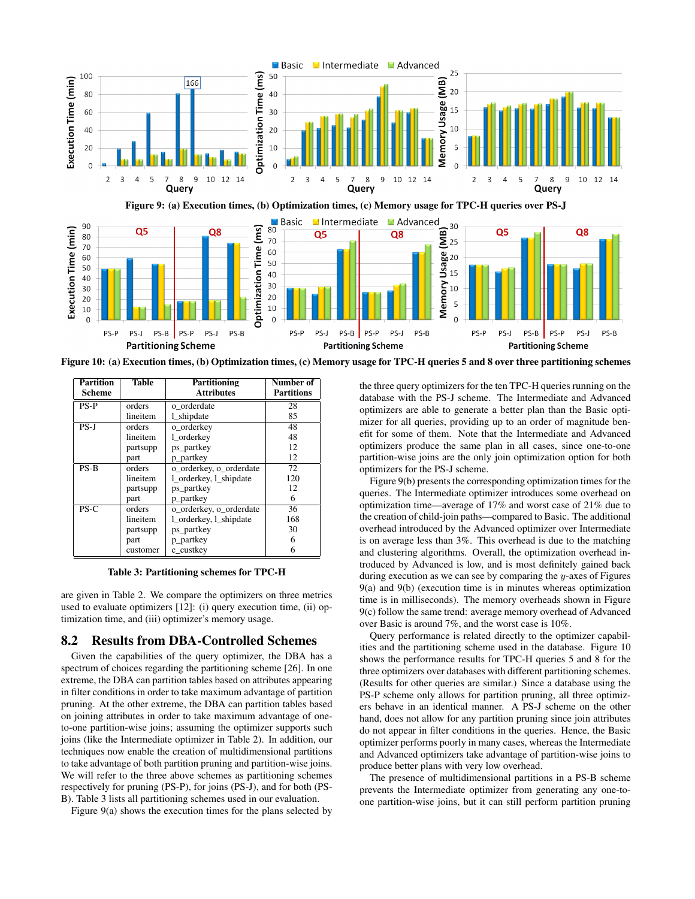Figure 9: (a) Execution times, (b) Optimization times, (c) Memory usage for TPC-H queries over PS-J

Figure 10: (a) Execution times, (b) Optimization times, (c) Memory usage for TPC-H queries 5 and 8 over three partitioning schemes

| Partition Scheme | Table | Partitioning Attributes | Number of Partitions |
|---|---|---|---|
| PS-P | orders | o_orderdate | 28 |
| | lineitem | l_shipdate | 85 |
| PS-J | orders | o_orderkey | 48 |
| | lineitem | l_orderkey | 48 |
| | partsupp | ps_partkey | 12 |
| | part | p_partkey | 12 |
| PS-B | orders | o_orderkey, o_orderdate | 72 |
| | lineitem | l_orderkey, l_shipdate | 120 |
| | partsupp | ps_partkey | 12 |
| | part | p_partkey | 6 |
| PS-C | orders | o_orderkey, o_orderdate | 36 |
| | lineitem | l_orderkey, l_shipdate | 168 |
| | partsupp | ps_partkey | 30 |
| | part | p_partkey | 6 |
| | customer | c_custkey | 6 |

Table 3: Partitioning schemes for TPC-H

are given in Table 2. We compare the optimizers on three metrics used to evaluate optimizers [12]: (i) query execution time, (ii) optimization time, and (iii) optimizer's memory usage.

## 8.2 Results from DBA-Controlled Schemes

Given the capabilities of the query optimizer, the DBA has a spectrum of choices regarding the partitioning scheme [26]. In one extreme, the DBA can partition tables based on attributes appearing in filter conditions in order to take maximum advantage of partition pruning. At the other extreme, the DBA can partition tables based on joining attributes in order to take maximum advantage of one-to-one partition-wise joins; assuming the optimizer supports such joins (like the Intermediate optimizer in Table 2). In addition, our techniques now enable the creation of multidimensional partitions to take advantage of both partition pruning and partition-wise joins. We will refer to the three above schemes as partitioning schemes respectively for pruning (PS-P), for joins (PS-J), and for both (PS-B). Table 3 lists all partitioning schemes used in our evaluation.

Figure 9(a) shows the execution times for the plans selected by the three query optimizers for the ten TPC-H queries running on the database with the PS-J scheme. The Intermediate and Advanced optimizers are able to generate a better plan than the Basic optimizer for all queries, providing up to an order of magnitude benefit for some of them. Note that the Intermediate and Advanced optimizers produce the same plan in all cases, since one-to-one partition-wise joins are the only join optimization option for both optimizers for the PS-J scheme.

Figure 9(b) presents the corresponding optimization times for the queries. The Intermediate optimizer introduces some overhead on optimization time—average of 17% and worst case of 21% due to the creation of child-join paths—compared to Basic. The additional overhead introduced by the Advanced optimizer over Intermediate is on average less than 3%. This overhead is due to the matching and clustering algorithms. Overall, the optimization overhead introduced by Advanced is low, and is most definitely gained back during execution as we can see by comparing the $y$-axes of Figures 9(a) and 9(b) (execution time is in minutes whereas optimization time is in milliseconds). The memory overheads shown in Figure 9(c) follow the same trend: average memory overhead of Advanced over Basic is around 7%, and the worst case is 10%.

Query performance is related directly to the optimizer capabilities and the partitioning scheme used in the database. Figure 10 shows the performance results for TPC-H queries 5 and 8 for the three optimizers over databases with different partitioning schemes. (Results for other queries are similar.) Since a database using the PS-P scheme only allows for partition pruning, all three optimizers behave in an identical manner. A PS-J scheme on the other hand, does not allow for any partition pruning since join attributes do not appear in filter conditions in the queries. Hence, the Basic optimizer performs poorly in many cases, whereas the Intermediate and Advanced optimizers take advantage of partition-wise joins to produce better plans with very low overhead.

The presence of multidimensional partitions in a PS-B scheme prevents the Intermediate optimizer from generating any one-to-one partition-wise joins, but it can still perform partition pruning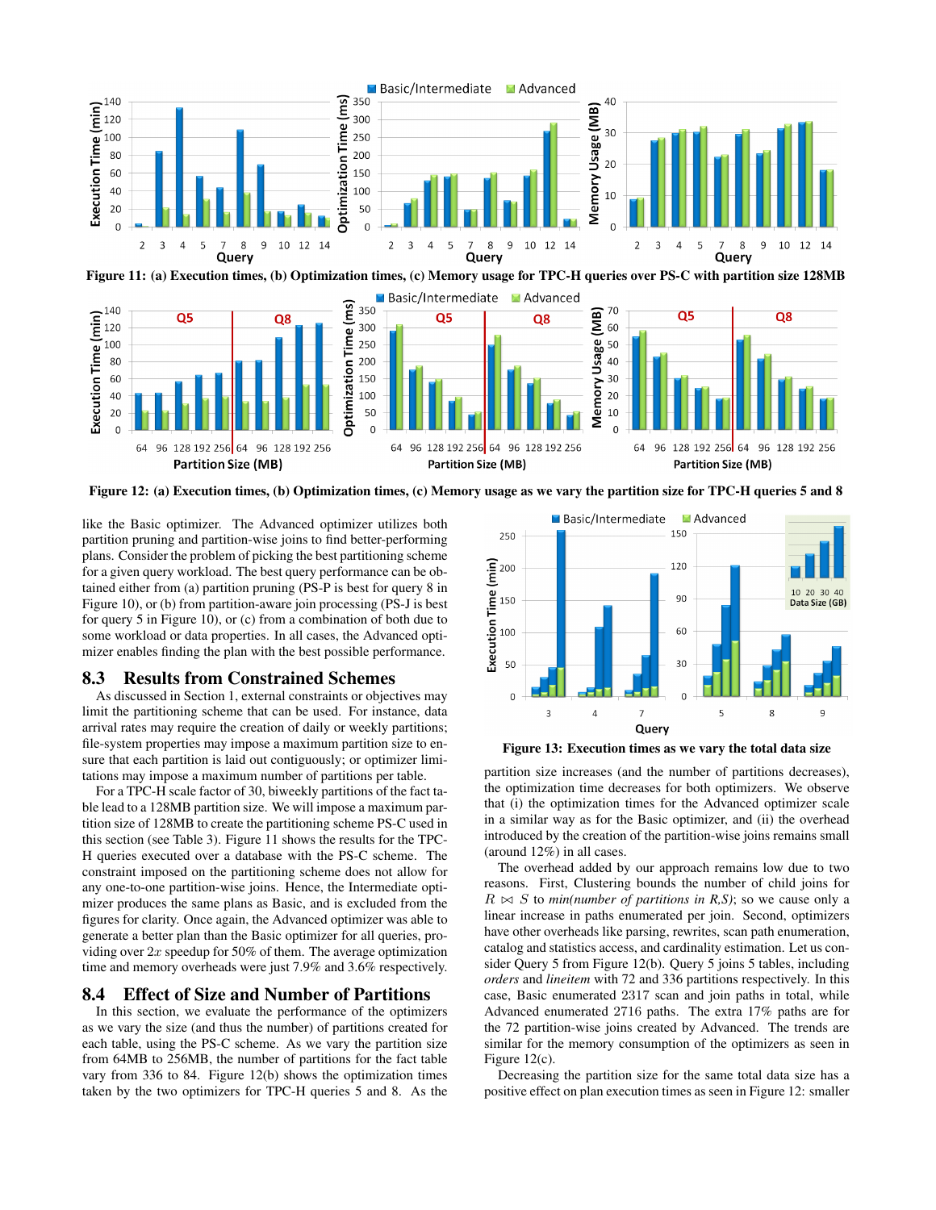Figure 11: (a) Execution times, (b) Optimization times, (c) Memory usage for TPC-H queries over PS-C with partition size 128MB

Figure 12: (a) Execution times, (b) Optimization times, (c) Memory usage as we vary the partition size for TPC-H queries 5 and 8

like the Basic optimizer. The Advanced optimizer utilizes both partition pruning and partition-wise joins to find better-performing plans. Consider the problem of picking the best partitioning scheme for a given query workload. The best query performance can be obtained either from (a) partition pruning (PS-P is best for query 8 in Figure 10), or (b) from partition-aware join processing (PS-J is best for query 5 in Figure 10), or (c) from a combination of both due to some workload or data properties. In all cases, the Advanced optimizer enables finding the plan with the best possible performance.

## 8.3 Results from Constrained Schemes

As discussed in Section 1, external constraints or objectives may limit the partitioning scheme that can be used. For instance, data arrival rates may require the creation of daily or weekly partitions; file-system properties may impose a maximum partition size to ensure that each partition is laid out contiguously; or optimizer limitations may impose a maximum number of partitions per table.

For a TPC-H scale factor of 30, biweekly partitions of the fact table lead to a 128MB partition size. We will impose a maximum partition size of 128MB to create the partitioning scheme PS-C used in this section (see Table 3). Figure 11 shows the results for the TPC-H queries executed over a database with the PS-C scheme. The constraint imposed on the partitioning scheme does not allow for any one-to-one partition-wise joins. Hence, the Intermediate optimizer produces the same plans as Basic, and is excluded from the figures for clarity. Once again, the Advanced optimizer was able to generate a better plan than the Basic optimizer for all queries, providing over $2x$ speedup for 50% of them. The average optimization time and memory overheads were just 7.9% and 3.6% respectively.

## 8.4 Effect of Size and Number of Partitions

In this section, we evaluate the performance of the optimizers as we vary the size (and thus the number) of partitions created for each table, using the PS-C scheme. As we vary the partition size from 64MB to 256MB, the number of partitions for the fact table vary from 336 to 84. Figure 12(b) shows the optimization times taken by the two optimizers for TPC-H queries 5 and 8. As the partition size increases (and the number of partitions decreases), the optimization time decreases for both optimizers. We observe that (i) the optimization times for the Advanced optimizer scale in a similar way as for the Basic optimizer, and (ii) the overhead introduced by the creation of the partition-wise joins remains small (around 12%) in all cases.

Figure 13: Execution times as we vary the total data size

The overhead added by our approach remains low due to two reasons. First, Clustering bounds the number of child joins for $R \bowtie S$ to *min(number of partitions in R,S)*; so we cause only a linear increase in paths enumerated per join. Second, optimizers have other overheads like parsing, rewrites, scan path enumeration, catalog and statistics access, and cardinality estimation. Let us consider Query 5 from Figure 12(b). Query 5 joins 5 tables, including *orders* and *lineitem* with 72 and 336 partitions respectively. In this case, Basic enumerated 2317 scan and join paths in total, while Advanced enumerated 2716 paths. The extra 17% paths are for the 72 partition-wise joins created by Advanced. The trends are similar for the memory consumption of the optimizers as seen in Figure 12(c).

Decreasing the partition size for the same total data size has a positive effect on plan execution times as seen in Figure 12: smaller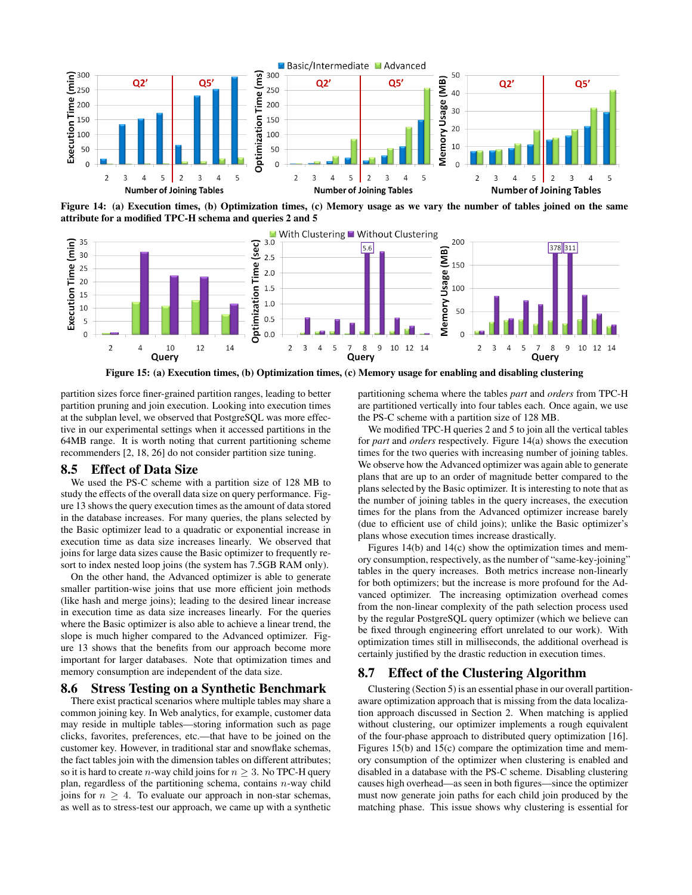Figure 14: (a) Execution times, (b) Optimization times, (c) Memory usage as we vary the number of tables joined on the same attribute for a modified TPC-H schema and queries 2 and 5

Figure 15: (a) Execution times, (b) Optimization times, (c) Memory usage for enabling and disabling clustering

partition sizes force finer-grained partition ranges, leading to better partition pruning and join execution. Looking into execution times at the subplan level, we observed that PostgreSQL was more effective in our experimental settings when it accessed partitions in the 64MB range. It is worth noting that current partitioning scheme recommenders [2, 18, 26] do not consider partition size tuning.

## 8.5 Effect of Data Size

We used the PS-C scheme with a partition size of 128 MB to study the effects of the overall data size on query performance. Figure 13 shows the query execution times as the amount of data stored in the database increases. For many queries, the plans selected by the Basic optimizer lead to a quadratic or exponential increase in execution time as data size increases linearly. We observed that joins for large data sizes cause the Basic optimizer to frequently resort to index nested loop joins (the system has 7.5GB RAM only).

On the other hand, the Advanced optimizer is able to generate smaller partition-wise joins that use more efficient join methods (like hash and merge joins); leading to the desired linear increase in execution time as data size increases linearly. For the queries where the Basic optimizer is also able to achieve a linear trend, the slope is much higher compared to the Advanced optimizer. Figure 13 shows that the benefits from our approach become more important for larger databases. Note that optimization times and memory consumption are independent of the data size.

## 8.6 Stress Testing on a Synthetic Benchmark

There exist practical scenarios where multiple tables may share a common joining key. In Web analytics, for example, customer data may reside in multiple tables—storing information such as page clicks, favorites, preferences, etc.—that have to be joined on the customer key. However, in traditional star and snowflake schemas, the fact tables join with the dimension tables on different attributes; so it is hard to create $n$-way child joins for $n \geq 3$. No TPC-H query plan, regardless of the partitioning schema, contains $n$-way child joins for $n \geq 4$. To evaluate our approach in non-star schemas, as well as to stress-test our approach, we came up with a synthetic partitioning schema where the tables *part* and *orders* from TPC-H are partitioned vertically into four tables each. Once again, we use the PS-C scheme with a partition size of 128 MB.

We modified TPC-H queries 2 and 5 to join all the vertical tables for *part* and *orders* respectively. Figure 14(a) shows the execution times for the two queries with increasing number of joining tables. We observe how the Advanced optimizer was again able to generate plans that are up to an order of magnitude better compared to the plans selected by the Basic optimizer. It is interesting to note that as the number of joining tables in the query increases, the execution times for the plans from the Advanced optimizer increase barely (due to efficient use of child joins); unlike the Basic optimizer's plans whose execution times increase drastically.

Figures 14(b) and 14(c) show the optimization times and memory consumption, respectively, as the number of "same-key-joining" tables in the query increases. Both metrics increase non-linearly for both optimizers; but the increase is more profound for the Advanced optimizer. The increasing optimization overhead comes from the non-linear complexity of the path selection process used by the regular PostgreSQL query optimizer (which we believe can be fixed through engineering effort unrelated to our work). With optimization times still in milliseconds, the additional overhead is certainly justified by the drastic reduction in execution times.

## 8.7 Effect of the Clustering Algorithm

Clustering (Section 5) is an essential phase in our overall partition-aware optimization approach that is missing from the data localization approach discussed in Section 2. When matching is applied without clustering, our optimizer implements a rough equivalent of the four-phase approach to distributed query optimization [16]. Figures 15(b) and 15(c) compare the optimization time and memory consumption of the optimizer when clustering is enabled and disabled in a database with the PS-C scheme. Disabling clustering causes high overhead—as seen in both figures—since the optimizer must now generate join paths for each child join produced by the matching phase. This issue shows why clustering is essential for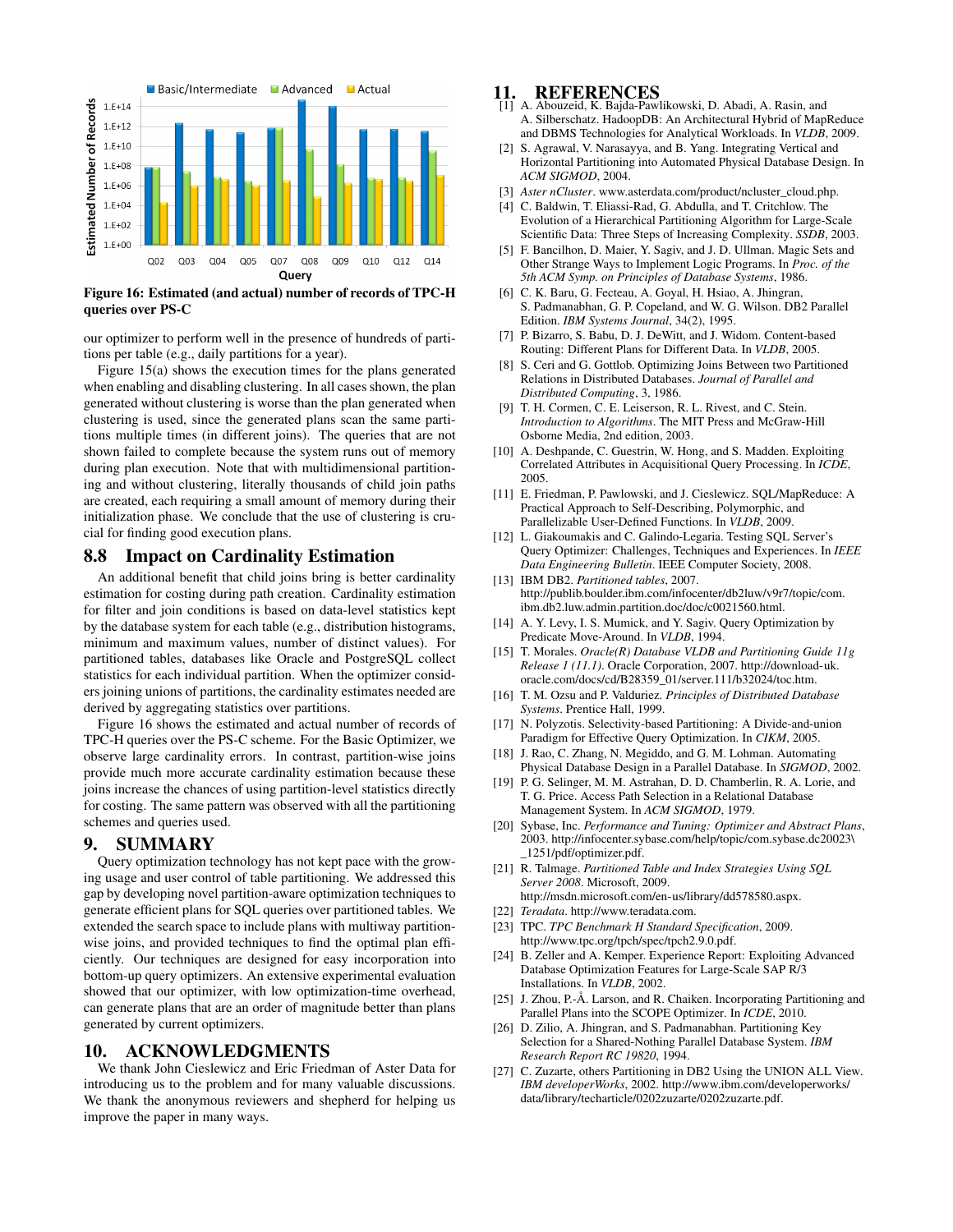Basic/Intermediate Advanced Actual

Estimated Number of Records

1.E+14
1.E+12
1.E+10
1.E+08
1.E+06
1.E+04
1.E+02
1.E+00

Q02 Q03 Q04 Q05 Q07 Q08 Q09 Q10 Q12 Q14

Query

**Figure 16: Estimated (and actual) number of records of TPC-H queries over PS-C**

our optimizer to perform well in the presence of hundreds of partitions per table (e.g., daily partitions for a year).

Figure 15(a) shows the execution times for the plans generated when enabling and disabling clustering. In all cases shown, the plan generated without clustering is worse than the plan generated when clustering is used, since the generated plans scan the same partitions multiple times (in different joins). The queries that are not shown failed to complete because the system runs out of memory during plan execution. Note that with multidimensional partitioning and without clustering, literally thousands of child join paths are created, each requiring a small amount of memory during their initialization phase. We conclude that the use of clustering is crucial for finding good execution plans.

## 8.8 Impact on Cardinality Estimation

An additional benefit that child joins bring is better cardinality estimation for costing during path creation. Cardinality estimation for filter and join conditions is based on data-level statistics kept by the database system for each table (e.g., distribution histograms, minimum and maximum values, number of distinct values). For partitioned tables, databases like Oracle and PostgreSQL collect statistics for each individual partition. When the optimizer considers joining unions of partitions, the cardinality estimates needed are derived by aggregating statistics over partitions.

Figure 16 shows the estimated and actual number of records of TPC-H queries over the PS-C scheme. For the Basic Optimizer, we observe large cardinality errors. In contrast, partition-wise joins provide much more accurate cardinality estimation because these joins increase the chances of using partition-level statistics directly for costing. The same pattern was observed with all the partitioning schemes and queries used.

# 9. SUMMARY

Query optimization technology has not kept pace with the growing usage and user control of table partitioning. We addressed this gap by developing novel partition-aware optimization techniques to generate efficient plans for SQL queries over partitioned tables. We extended the search space to include plans with multiway partition-wise joins, and provided techniques to find the optimal plan efficiently. Our techniques are designed for easy incorporation into bottom-up query optimizers. An extensive experimental evaluation showed that our optimizer, with low optimization-time overhead, can generate plans that are an order of magnitude better than plans generated by current optimizers.

# 10. ACKNOWLEDGMENTS

We thank John Cieslewicz and Eric Friedman of Aster Data for introducing us to the problem and for many valuable discussions. We thank the anonymous reviewers and shepherd for helping us improve the paper in many ways.

# 11. REFERENCES

[1] A. Abouzeid, K. Bajda-Pawlikowski, D. Abadi, A. Rasin, and A. Silberschatz. HadoopDB: An Architectural Hybrid of MapReduce and DBMS Technologies for Analytical Workloads. In *VLDB*, 2009.

[2] S. Agrawal, V. Narasayya, and B. Yang. Integrating Vertical and Horizontal Partitioning into Automated Physical Database Design. In *ACM SIGMOD*, 2004.

[3] *Aster nCluster*. www.asterdata.com/product/ncluster_cloud.php.

[4] C. Baldwin, T. Eliassi-Rad, G. Abdulla, and T. Critchlow. The Evolution of a Hierarchical Partitioning Algorithm for Large-Scale Scientific Data: Three Steps of Increasing Complexity. *SSDB*, 2003.

[5] F. Bancilhon, D. Maier, Y. Sagiv, and J. D. Ullman. Magic Sets and Other Strange Ways to Implement Logic Programs. In *Proc. of the 5th ACM Symp. on Principles of Database Systems*, 1986.

[6] C. K. Baru, G. Fecteau, A. Goyal, H. Hsiao, A. Jhingran, S. Padmanabhan, G. P. Copeland, and W. G. Wilson. DB2 Parallel Edition. *IBM Systems Journal*, 34(2), 1995.

[7] P. Bizarro, S. Babu, D. J. DeWitt, and J. Widom. Content-based Routing: Different Plans for Different Data. In *VLDB*, 2005.

[8] S. Ceri and G. Gottlob. Optimizing Joins Between two Partitioned Relations in Distributed Databases. *Journal of Parallel and Distributed Computing*, 3, 1986.

[9] T. H. Cormen, C. E. Leiserson, R. L. Rivest, and C. Stein. *Introduction to Algorithms*. The MIT Press and McGraw-Hill Osborne Media, 2nd edition, 2003.

[10] A. Deshpande, C. Guestrin, W. Hong, and S. Madden. Exploiting Correlated Attributes in Acquisitional Query Processing. In *ICDE*, 2005.

[11] E. Friedman, P. Pawlowski, and J. Cieslewicz. SQL/MapReduce: A Practical Approach to Self-Describing, Polymorphic, and Parallelizable User-Defined Functions. In *VLDB*, 2009.

[12] L. Giakoumakis and C. Galindo-Legaria. Testing SQL Server's Query Optimizer: Challenges, Techniques and Experiences. In *IEEE Data Engineering Bulletin*. IEEE Computer Society, 2008.

[13] IBM DB2. *Partitioned tables*, 2007. http://publib.boulder.ibm.com/infocenter/db2luw/v9r7/topic/com.ibm.db2.luw.admin.partition.doc/doc/c0021560.html.

[14] A. Y. Levy, I. S. Mumick, and Y. Sagiv. Query Optimization by Predicate Move-Around. In *VLDB*, 1994.

[15] T. Morales. *Oracle(R) Database VLDB and Partitioning Guide 11g Release 1 (11.1)*. Oracle Corporation, 2007. http://download-uk.oracle.com/docs/cd/B28359_01/server.111/b32024/toc.htm.

[16] T. M. Ozsu and P. Valduriez. *Principles of Distributed Database Systems*. Prentice Hall, 1999.

[17] N. Polyzotis. Selectivity-based Partitioning: A Divide-and-union Paradigm for Effective Query Optimization. In *CIKM*, 2005.

[18] J. Rao, C. Zhang, N. Megiddo, and G. M. Lohman. Automating Physical Database Design in a Parallel Database. In *SIGMOD*, 2002.

[19] P. G. Selinger, M. M. Astrahan, D. D. Chamberlin, R. A. Lorie, and T. G. Price. Access Path Selection in a Relational Database Management System. In *ACM SIGMOD*, 1979.

[20] Sybase, Inc. *Performance and Tuning: Optimizer and Abstract Plans*, 2003. http://infocenter.sybase.com/help/topic/com.sybase.dc20023\_1251/pdf/optimizer.pdf.

[21] R. Talmage. *Partitioned Table and Index Strategies Using SQL Server 2008*. Microsoft, 2009. http://msdn.microsoft.com/en-us/library/dd578580.aspx.

[22] *Teradata*. http://www.teradata.com.

[23] TPC. *TPC Benchmark H Standard Specification*, 2009. http://www.tpc.org/tpch/spec/tpch2.9.0.pdf.

[24] B. Zeller and A. Kemper. Experience Report: Exploiting Advanced Database Optimization Features for Large-Scale SAP R/3 Installations. In *VLDB*, 2002.

[25] J. Zhou, P.-Å. Larson, and R. Chaiken. Incorporating Partitioning and Parallel Plans into the SCOPE Optimizer. In *ICDE*, 2010.

[26] D. Zilio, A. Jhingran, and S. Padmanabhan. Partitioning Key Selection for a Shared-Nothing Parallel Database System. *IBM Research Report RC 19820*, 1994.

[27] C. Zuzarte, others Partitioning in DB2 Using the UNION ALL View. *IBM developerWorks*, 2002. http://www.ibm.com/developerworks/data/library/techarticle/0202zuzarte/0202zuzarte.pdf.